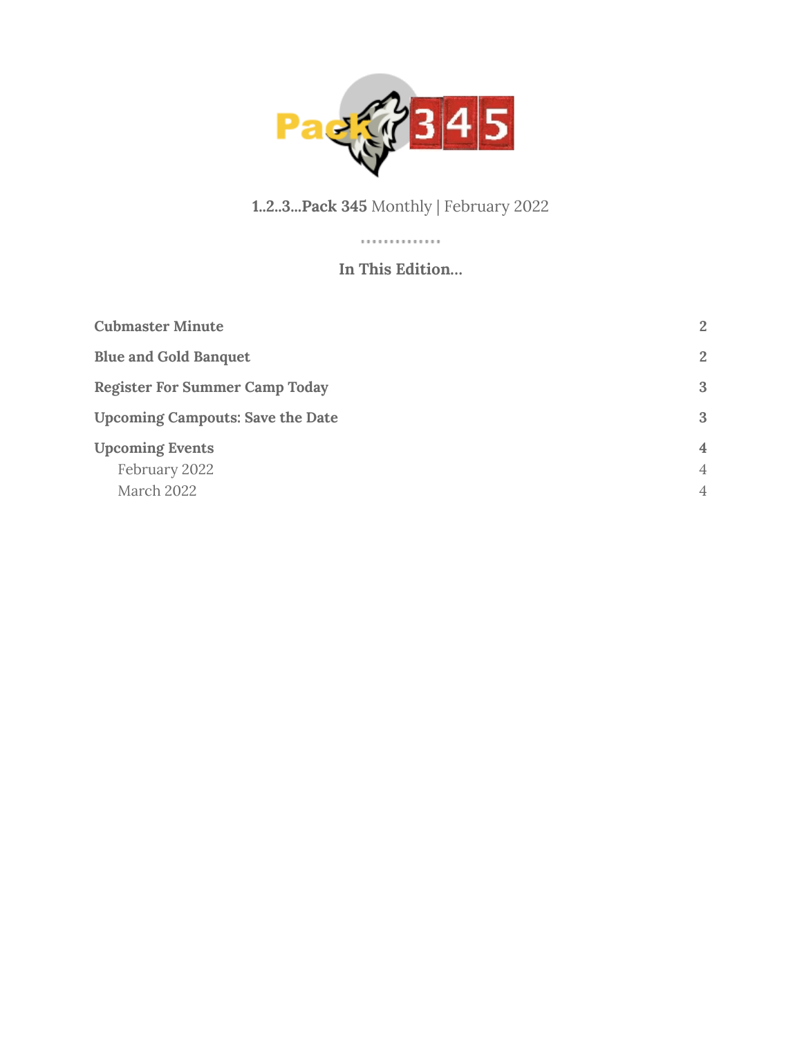**1..2..3...Pack 345** Monthly | February 2022

**In This Edition...**

| | |
|---|---|
| **Cubmaster Minute** | **2** |
| **Blue and Gold Banquet** | **2** |
| **Register For Summer Camp Today** | **3** |
| **Upcoming Campouts: Save the Date** | **3** |
| **Upcoming Events** | **4** |
| February 2022 | 4 |
| March 2022 | 4 |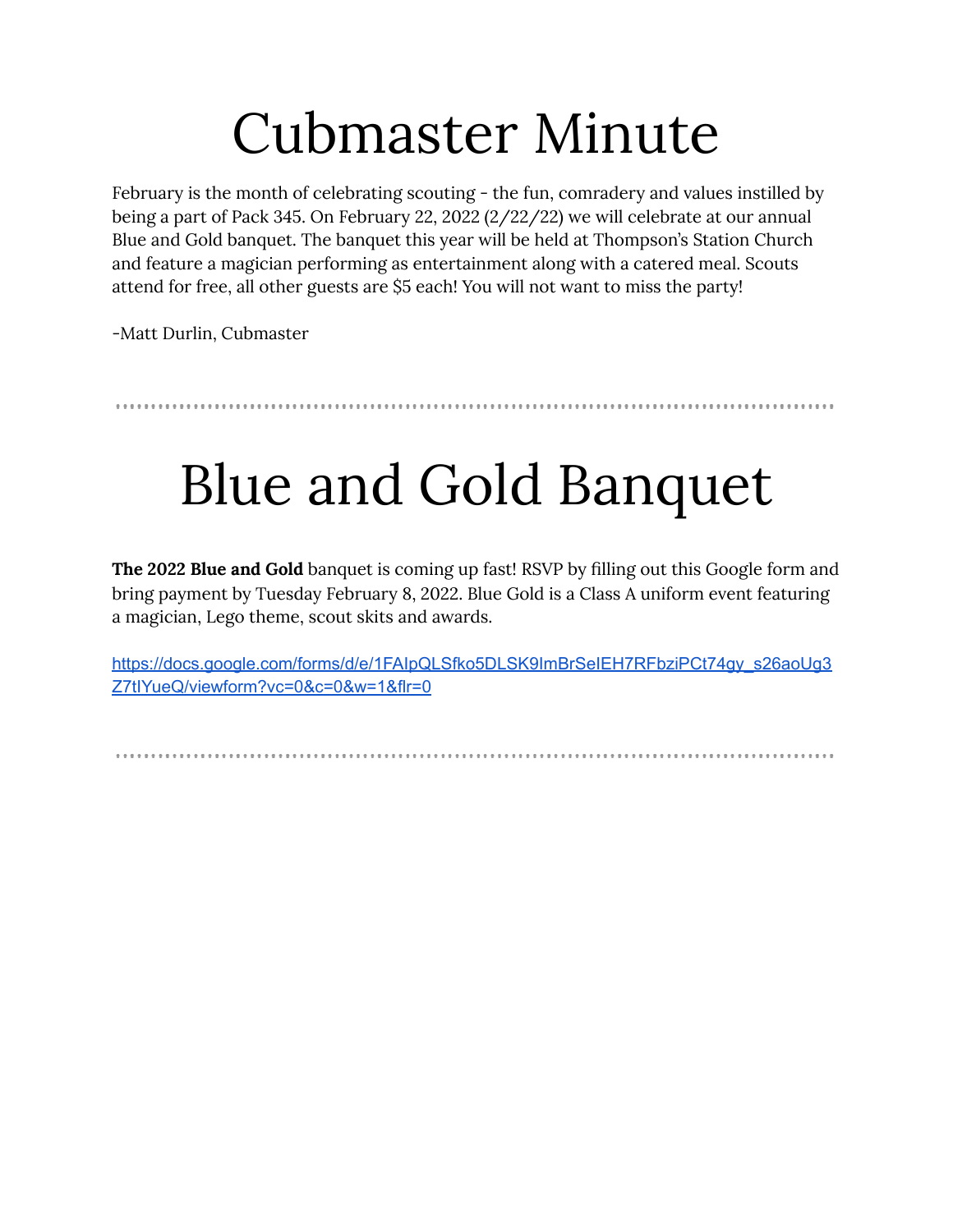# Cubmaster Minute

February is the month of celebrating scouting - the fun, comradery and values instilled by being a part of Pack 345. On February 22, 2022 (2/22/22) we will celebrate at our annual Blue and Gold banquet. The banquet this year will be held at Thompson's Station Church and feature a magician performing as entertainment along with a catered meal. Scouts attend for free, all other guests are $5 each! You will not want to miss the party!

-Matt Durlin, Cubmaster

---

# Blue and Gold Banquet

**The 2022 Blue and Gold** banquet is coming up fast! RSVP by filling out this Google form and bring payment by Tuesday February 8, 2022. Blue Gold is a Class A uniform event featuring a magician, Lego theme, scout skits and awards.

https://docs.google.com/forms/d/e/1FAIpQLSfko5DLSK9ImBrSeIEH7RFbziPCt74gy_s26aoUg3Z7tIYueQ/viewform?vc=0&c=0&w=1&flr=0

---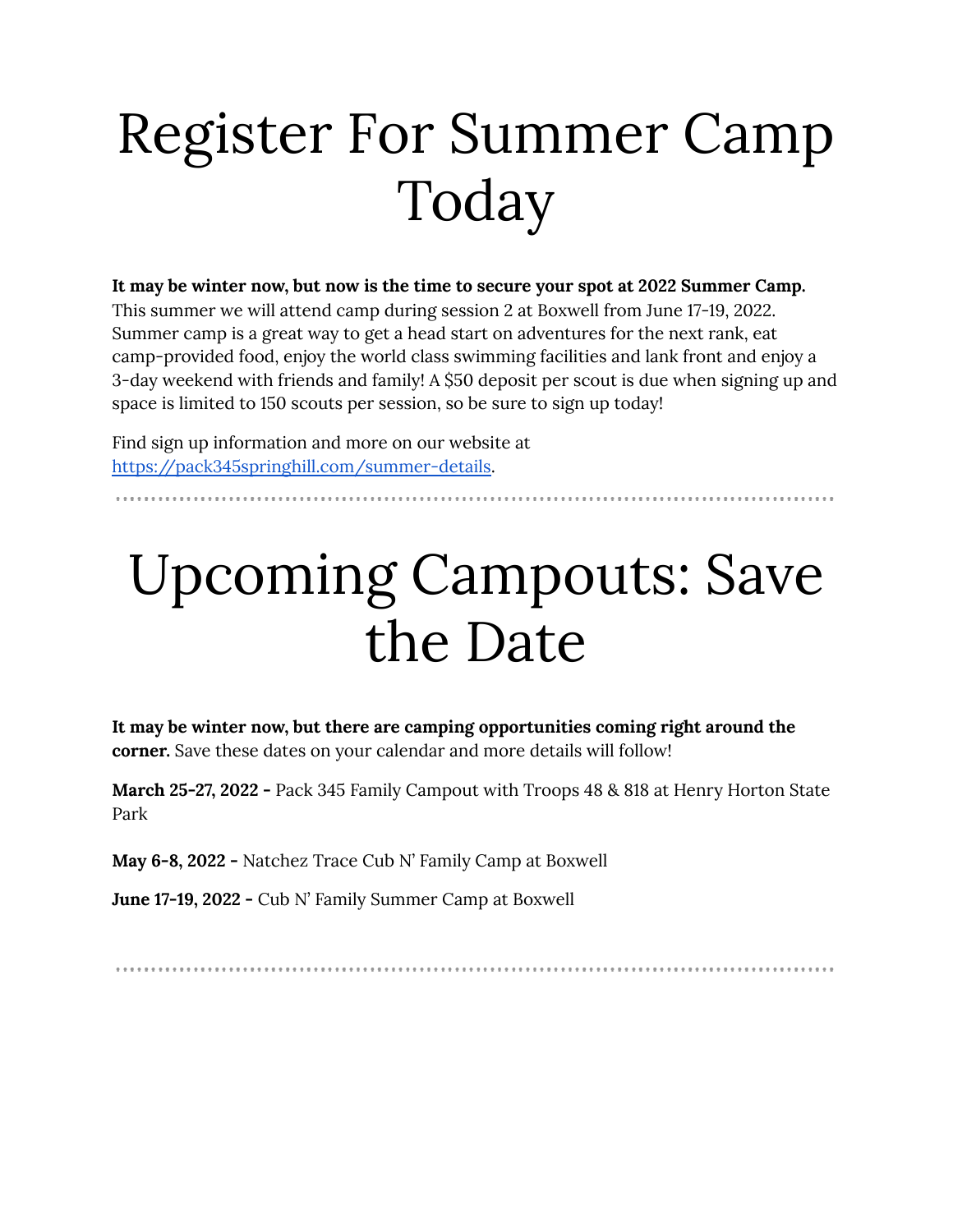# Register For Summer Camp Today

**It may be winter now, but now is the time to secure your spot at 2022 Summer Camp.** This summer we will attend camp during session 2 at Boxwell from June 17-19, 2022. Summer camp is a great way to get a head start on adventures for the next rank, eat camp-provided food, enjoy the world class swimming facilities and lank front and enjoy a 3-day weekend with friends and family! A $50 deposit per scout is due when signing up and space is limited to 150 scouts per session, so be sure to sign up today!

Find sign up information and more on our website at [https://pack345springhill.com/summer-details](https://pack345springhill.com/summer-details).

---

# Upcoming Campouts: Save the Date

**It may be winter now, but there are camping opportunities coming right around the corner.** Save these dates on your calendar and more details will follow!

**March 25-27, 2022 -** Pack 345 Family Campout with Troops 48 & 818 at Henry Horton State Park

**May 6-8, 2022 -** Natchez Trace Cub N' Family Camp at Boxwell

**June 17-19, 2022 -** Cub N' Family Summer Camp at Boxwell

---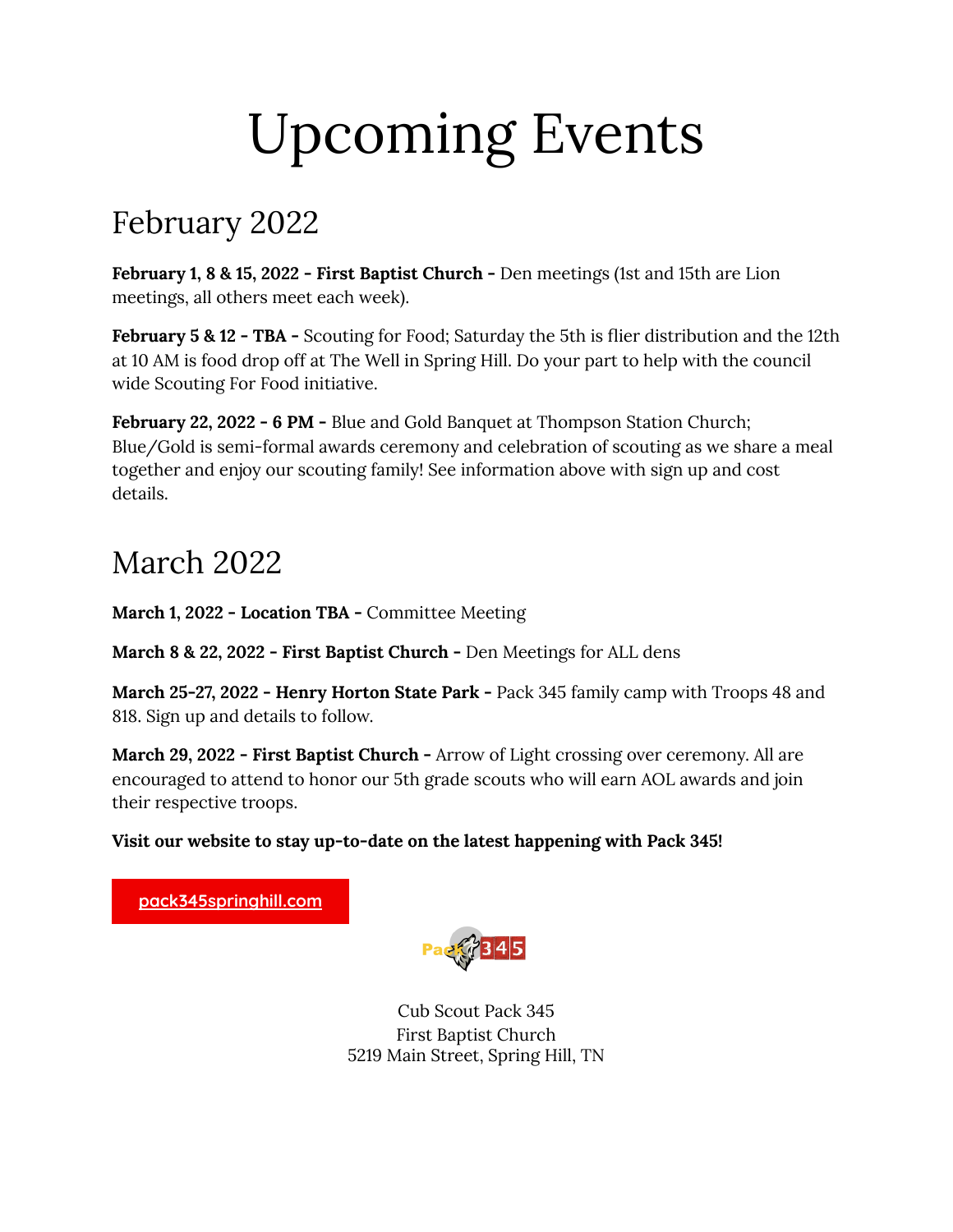# Upcoming Events

## February 2022

**February 1, 8 & 15, 2022 - First Baptist Church -** Den meetings (1st and 15th are Lion meetings, all others meet each week).

**February 5 & 12 - TBA -** Scouting for Food; Saturday the 5th is flier distribution and the 12th at 10 AM is food drop off at The Well in Spring Hill. Do your part to help with the council wide Scouting For Food initiative.

**February 22, 2022 - 6 PM -** Blue and Gold Banquet at Thompson Station Church; Blue/Gold is semi-formal awards ceremony and celebration of scouting as we share a meal together and enjoy our scouting family! See information above with sign up and cost details.

## March 2022

**March 1, 2022 - Location TBA -** Committee Meeting

**March 8 & 22, 2022 - First Baptist Church -** Den Meetings for ALL dens

**March 25-27, 2022 - Henry Horton State Park -** Pack 345 family camp with Troops 48 and 818. Sign up and details to follow.

**March 29, 2022 - First Baptist Church -** Arrow of Light crossing over ceremony. All are encouraged to attend to honor our 5th grade scouts who will earn AOL awards and join their respective troops.

**Visit our website to stay up-to-date on the latest happening with Pack 345!**

pack345springhill.com

Pack 345

Cub Scout Pack 345
First Baptist Church
5219 Main Street, Spring Hill, TN